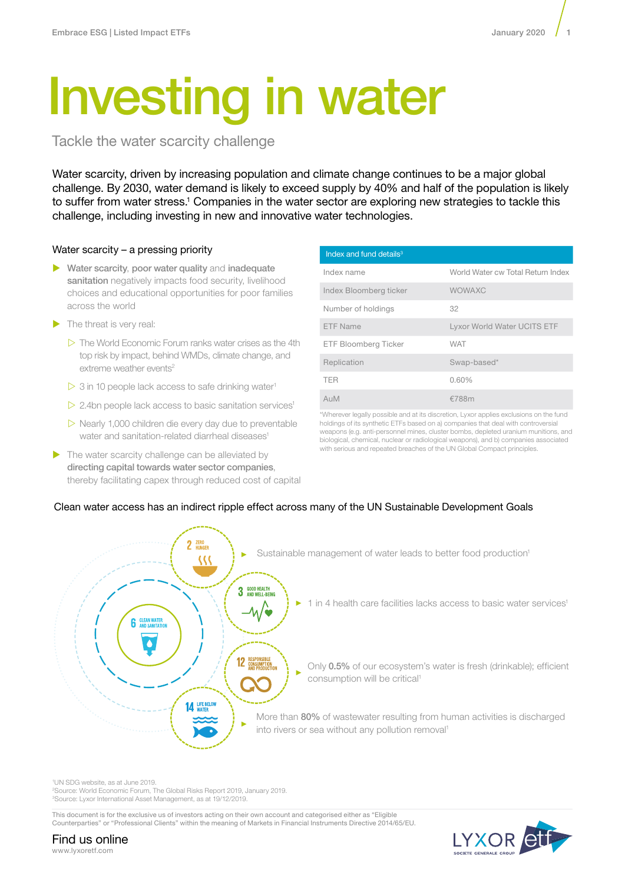# Investing in water

Tackle the water scarcity challenge

Water scarcity, driven by increasing population and climate change continues to be a major global challenge. By 2030, water demand is likely to exceed supply by 40% and half of the population is likely to suffer from water stress.[1] Companies in the water sector are exploring new strategies to tackle this challenge, including investing in new and innovative water technologies.

## Water scarcity – a pressing priority

- **Water scarcity**, **poor water quality** and **inadequate sanitation** negatively impacts food security, livelihood choices and educational opportunities for poor families across the world
- The threat is very real:
  - The World Economic Forum ranks water crises as the 4th top risk by impact, behind WMDs, climate change, and extreme weather events[2]
  - 3 in 10 people lack access to safe drinking water[1]
  - 2.4bn people lack access to basic sanitation services[1]
  - Nearly 1,000 children die every day due to preventable water and sanitation-related diarrheal diseases[1]
- The water scarcity challenge can be alleviated by **directing capital towards water sector companies**, thereby facilitating capex through reduced cost of capital

| Index and fund details[3] | |
|---|---|
| Index name | World Water cw Total Return Index |
| Index Bloomberg ticker | WOWAXC |
| Number of holdings | 32 |
| ETF Name | Lyxor World Water UCITS ETF |
| ETF Bloomberg Ticker | WAT |
| Replication | Swap-based* |
| TER | 0.60% |
| AuM | €788m |

*Wherever legally possible and at its discretion, Lyxor applies exclusions on the fund holdings of its synthetic ETFs based on a) companies that deal with controversial weapons (e.g. anti-personnel mines, cluster bombs, depleted uranium munitions, and biological, chemical, nuclear or radiological weapons), and b) companies associated with serious and repeated breaches of the UN Global Compact principles.

## Clean water access has an indirect ripple effect across many of the UN Sustainable Development Goals

- 6 Clean Water and Sanitation
- 2 Zero Hunger: Sustainable management of water leads to better food production[1]
- 3 Good Health and Well-Being: 1 in 4 health care facilities lacks access to basic water services[1]
- 12 Responsible Consumption and Production: Only **0.5%** of our ecosystem's water is fresh (drinkable); efficient consumption will be critical[1]
- 14 Life Below Water: More than **80%** of wastewater resulting from human activities is discharged into rivers or sea without any pollution removal[1]

[1]UN SDG website, as at June 2019.
[2]Source: World Economic Forum, The Global Risks Report 2019, January 2019.
[3]Source: Lyxor International Asset Management, as at 19/12/2019.

This document is for the exclusive us of investors acting on their own account and categorised either as "Eligible Counterparties" or "Professional Clients" within the meaning of Markets in Financial Instruments Directive 2014/65/EU.

Find us online
www.lyxoretf.com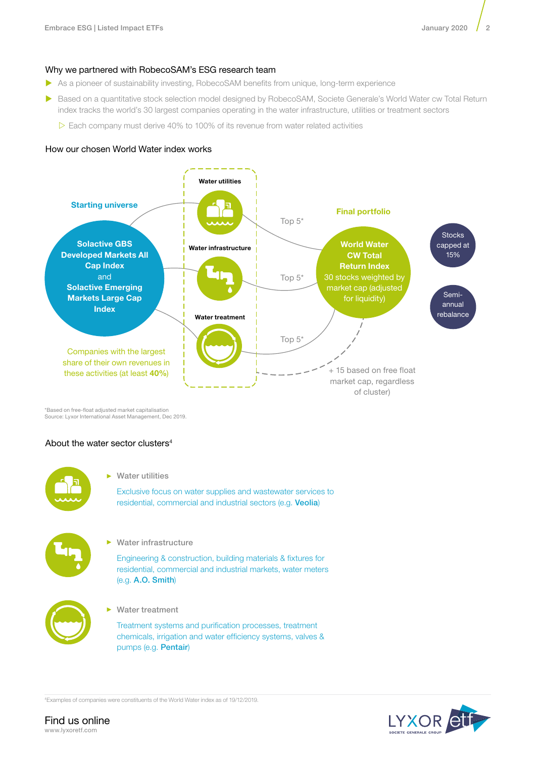## Why we partnered with RobecoSAM's ESG research team

- As a pioneer of sustainability investing, RobecoSAM benefits from unique, long-term experience
- Based on a quantitative stock selection model designed by RobecoSAM, Societe Generale's World Water cw Total Return index tracks the world's 30 largest companies operating in the water infrastructure, utilities or treatment sectors
  - Each company must derive 40% to 100% of its revenue from water related activities

## How our chosen World Water index works

**Starting universe**

**Solactive GBS Developed Markets All Cap Index** and **Solactive Emerging Markets Large Cap Index**

Companies with the largest share of their own revenues in these activities (at least **40%**)

**Water utilities** — Top 5*

**Water infrastructure** — Top 5*

**Water treatment** — Top 5*

+ 15 based on free float market cap, regardless of cluster)

**Final portfolio**

**World Water CW Total Return Index**
30 stocks weighted by market cap (adjusted for liquidity)

Stocks capped at 15%

Semi-annual rebalance

*Based on free-float adjusted market capitalisation
Source: Lyxor International Asset Management, Dec 2019.

## About the water sector clusters[4]

- **Water utilities**

  Exclusive focus on water supplies and wastewater services to residential, commercial and industrial sectors (e.g. **Veolia**)

- **Water infrastructure**

  Engineering & construction, building materials & fixtures for residential, commercial and industrial markets, water meters (e.g. **A.O. Smith**)

- **Water treatment**

  Treatment systems and purification processes, treatment chemicals, irrigation and water efficiency systems, valves & pumps (e.g. **Pentair**)

[4]Examples of companies were constituents of the World Water index as of 19/12/2019.

Find us online
www.lyxoretf.com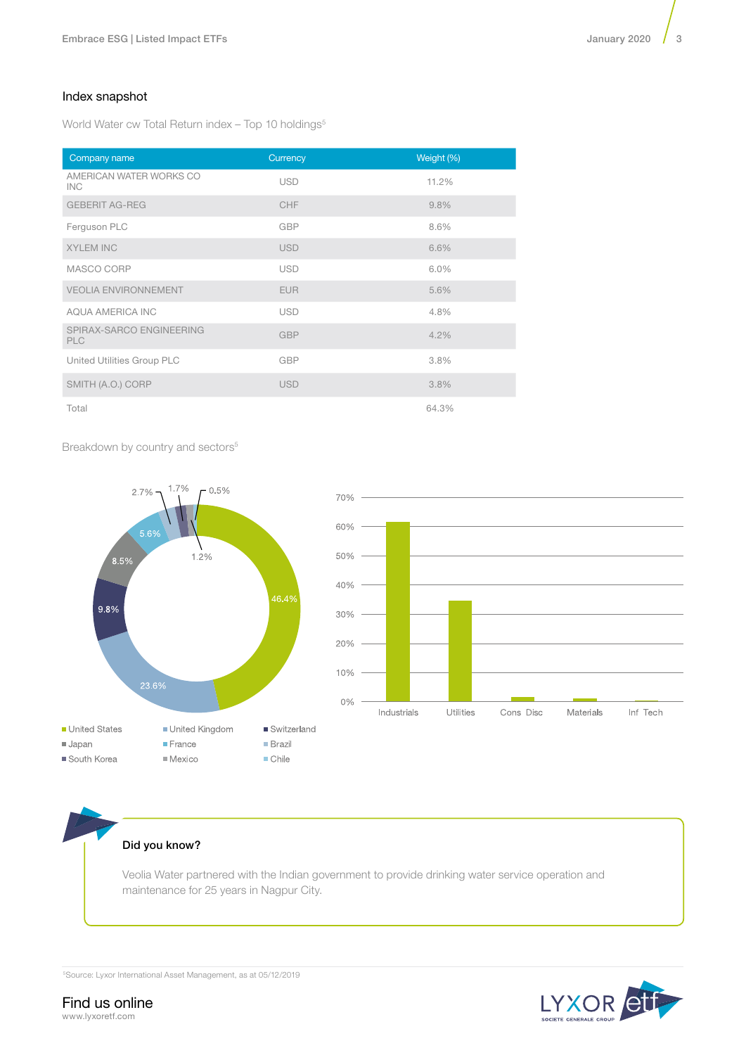## Index snapshot

World Water cw Total Return index – Top 10 holdings[5]

| Company name | Currency | Weight (%) |
|---|---|---|
| AMERICAN WATER WORKS CO INC | USD | 11.2% |
| GEBERIT AG-REG | CHF | 9.8% |
| Ferguson PLC | GBP | 8.6% |
| XYLEM INC | USD | 6.6% |
| MASCO CORP | USD | 6.0% |
| VEOLIA ENVIRONNEMENT | EUR | 5.6% |
| AQUA AMERICA INC | USD | 4.8% |
| SPIRAX-SARCO ENGINEERING PLC | GBP | 4.2% |
| United Utilities Group PLC | GBP | 3.8% |
| SMITH (A.O.) CORP | USD | 3.8% |
| Total | | 64.3% |

Breakdown by country and sectors[5]

46.4% 23.6% 9.8% 8.5% 5.6% 2.7% 1.7% 1.2% 0.5%

United States, United Kingdom, Switzerland, Japan, France, Brazil, South Korea, Mexico, Chile

70% 60% 50% 40% 30% 20% 10% 0%

Industrials, Utilities, Cons Disc, Materials, Inf Tech

### Did you know?

Veolia Water partnered with the Indian government to provide drinking water service operation and maintenance for 25 years in Nagpur City.

[5]Source: Lyxor International Asset Management, as at 05/12/2019

Find us online
www.lyxoretf.com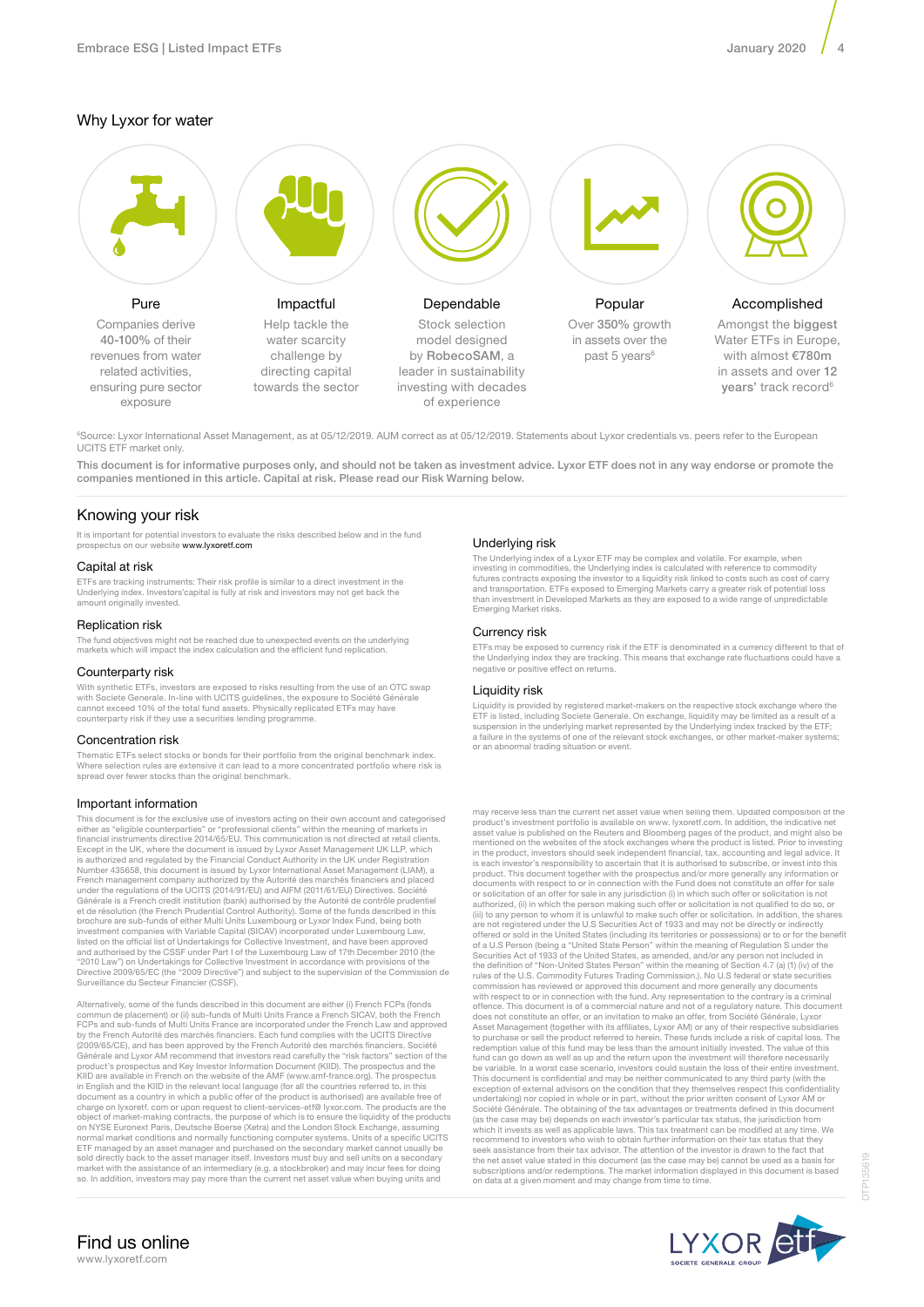## Why Lyxor for water

**Pure**

Companies derive 40-100% of their revenues from water related activities, ensuring pure sector exposure

**Impactful**

Help tackle the water scarcity challenge by directing capital towards the sector

**Dependable**

Stock selection model designed by RobecoSAM, a leader in sustainability investing with decades of experience

**Popular**

Over 350% growth in assets over the past 5 years[6]

**Accomplished**

Amongst the biggest Water ETFs in Europe, with almost €780m in assets and over 12 years' track record[6]

[6]Source: Lyxor International Asset Management, as at 05/12/2019. AUM correct as at 05/12/2019. Statements about Lyxor credentials vs. peers refer to the European UCITS ETF market only.

This document is for informative purposes only, and should not be taken as investment advice. Lyxor ETF does not in any way endorse or promote the companies mentioned in this article. Capital at risk. Please read our Risk Warning below.

## Knowing your risk

It is important for potential investors to evaluate the risks described below and in the fund prospectus on our website www.lyxoretf.com

### Capital at risk

ETFs are tracking instruments: Their risk profile is similar to a direct investment in the Underlying index. Investors'capital is fully at risk and investors may not get back the amount originally invested.

### Replication risk

The fund objectives might not be reached due to unexpected events on the underlying markets which will impact the index calculation and the efficient fund replication.

### Counterparty risk

With synthetic ETFs, investors are exposed to risks resulting from the use of an OTC swap with Societe Generale. In-line with UCITS guidelines, the exposure to Société Générale cannot exceed 10% of the total fund assets. Physically replicated ETFs may have counterparty risk if they use a securities lending programme.

### Concentration risk

Thematic ETFs select stocks or bonds for their portfolio from the original benchmark index. Where selection rules are extensive it can lead to a more concentrated portfolio where risk is spread over fewer stocks than the original benchmark.

### Underlying risk

The Underlying index of a Lyxor ETF may be complex and volatile. For example, when investing in commodities, the Underlying index is calculated with reference to commodity futures contracts exposing the investor to a liquidity risk linked to costs such as cost of carry and transportation. ETFs exposed to Emerging Markets carry a greater risk of potential loss than investment in Developed Markets as they are exposed to a wide range of unpredictable Emerging Market risks.

### Currency risk

ETFs may be exposed to currency risk if the ETF is denominated in a currency different to that of the Underlying index they are tracking. This means that exchange rate fluctuations could have a negative or positive effect on returns.

### Liquidity risk

Liquidity is provided by registered market-makers on the respective stock exchange where the ETF is listed, including Societe Generale. On exchange, liquidity may be limited as a result of a suspension in the underlying market represented by the Underlying index tracked by the ETF; a failure in the systems of one of the relevant stock exchanges, or other market-maker systems; or an abnormal trading situation or event.

### Important information

This document is for the exclusive use of investors acting on their own account and categorised either as "eligible counterparties" or "professional clients" within the meaning of markets in financial instruments directive 2014/65/EU. This communication is not directed at retail clients. Except in the UK, where the document is issued by Lyxor Asset Management UK LLP, which is authorized and regulated by the Financial Conduct Authority in the UK under Registration Number 435658, this document is issued by Lyxor International Asset Management (LIAM), a French management company authorized by the Autorité des marchés financiers and placed under the regulations of the UCITS (2014/91/EU) and AIFM (2011/61/EU) Directives. Société Générale is a French credit institution (bank) authorised by the Autorité de contrôle prudentiel et de résolution (the French Prudential Control Authority). Some of the funds described in this brochure are sub-funds of either Multi Units Luxembourg or Lyxor Index Fund, being both investment companies with Variable Capital (SICAV) incorporated under Luxembourg Law, listed on the official list of Undertakings for Collective Investment, and have been approved and authorised by the CSSF under Part I of the Luxembourg Law of 17th December 2010 (the "2010 Law") on Undertakings for Collective Investment in accordance with provisions of the Directive 2009/65/EC (the "2009 Directive") and subject to the supervision of the Commission de Surveillance du Secteur Financier (CSSF).

Alternatively, some of the funds described in this document are either (i) French FCPs (fonds commun de placement) or (ii) sub-funds of Multi Units France a French SICAV, both the French FCPs and sub-funds of Multi Units France are incorporated under the French Law and approved by the French Autorité des marchés financiers. Each fund complies with the UCITS Directive (2009/65/CE), and has been approved by the French Autorité des marchés financiers. Société Générale and Lyxor AM recommend that investors read carefully the "risk factors" section of the product's prospectus and Key Investor Information Document (KIID). The prospectus and the KIID are available in French on the website of the AMF (www.amf-france.org). The prospectus in English and the KIID in the relevant local language (for all the countries referred to, in this document as a country in which a public offer of the product is authorised) are available free of charge on lyxoretf. com or upon request to client-services-etf@ lyxor.com. The products are the object of market-making contracts, the purpose of which is to ensure the liquidity of the products on NYSE Euronext Paris, Deutsche Boerse (Xetra) and the London Stock Exchange, assuming normal market conditions and normally functioning computer systems. Units of a specific UCITS ETF managed by an asset manager and purchased on the secondary market cannot usually be sold directly back to the asset manager itself. Investors must buy and sell units on a secondary market with the assistance of an intermediary (e.g. a stockbroker) and may incur fees for doing so. In addition, investors may pay more than the current net asset value when buying units and may receive less than the current net asset value when selling them. Updated composition of the product's investment portfolio is available on www. lyxoretf.com. In addition, the indicative net asset value is published on the Reuters and Bloomberg pages of the product, and might also be mentioned on the websites of the stock exchanges where the product is listed. Prior to investing in the product, investors should seek independent financial, tax, accounting and legal advice. It is each investor's responsibility to ascertain that it is authorised to subscribe, or invest into this product. This document together with the prospectus and/or more generally any information or documents with respect to or in connection with the Fund does not constitute an offer for sale or solicitation of an offer for sale in any jurisdiction (i) in which such offer or solicitation is not authorized, (ii) in which the person making such offer or solicitation is not qualified to do so, or (iii) to any person to whom it is unlawful to make such offer or solicitation. In addition, the shares are not registered under the U.S Securities Act of 1933 and may not be directly or indirectly offered or sold in the United States (including its territories or possessions) or to or for the benefit of a U.S Person (being a "United State Person" within the meaning of Regulation S under the Securities Act of 1933 of the United States, as amended, and/or any person not included in the definition of "Non-United States Person" within the meaning of Section 4.7 (a) (1) (iv) of the rules of the U.S. Commodity Futures Trading Commission.). No U.S federal or state securities commission has reviewed or approved this document and more generally any documents with respect to or in connection with the fund. Any representation to the contrary is a criminal offence. This document is of a commercial nature and not of a regulatory nature. This document does not constitute an offer, or an invitation to make an offer, from Société Générale, Lyxor Asset Management (together with its affiliates, Lyxor AM) or any of their respective subsidiaries to purchase or sell the product referred to herein. These funds include a risk of capital loss. The redemption value of this fund may be less than the amount initially invested. The value of this fund can go down as well as up and the return upon the investment will therefore necessarily be variable. In a worst case scenario, investors could sustain the loss of their entire investment. This document is confidential and may be neither communicated to any third party (with the exception of external advisors on the condition that they themselves respect this confidentiality undertaking) nor copied in whole or in part, without the prior written consent of Lyxor AM or Société Générale. The obtaining of the tax advantages or treatments defined in this document (as the case may be) depends on each investor's particular tax status, the jurisdiction from which it invests as well as applicable laws. This tax treatment can be modified at any time. We recommend to investors who wish to obtain further information on their tax status that they seek assistance from their tax advisor. The attention of the investor is drawn to the fact that the net asset value stated in this document (as the case may be) cannot be used as a basis for subscriptions and/or redemptions. The market information displayed in this document is based on data at a given moment and may change from time to time.

DTP135619

Find us online
www.lyxoretf.com

LYXOR etf SOCIETE GENERALE GROUP